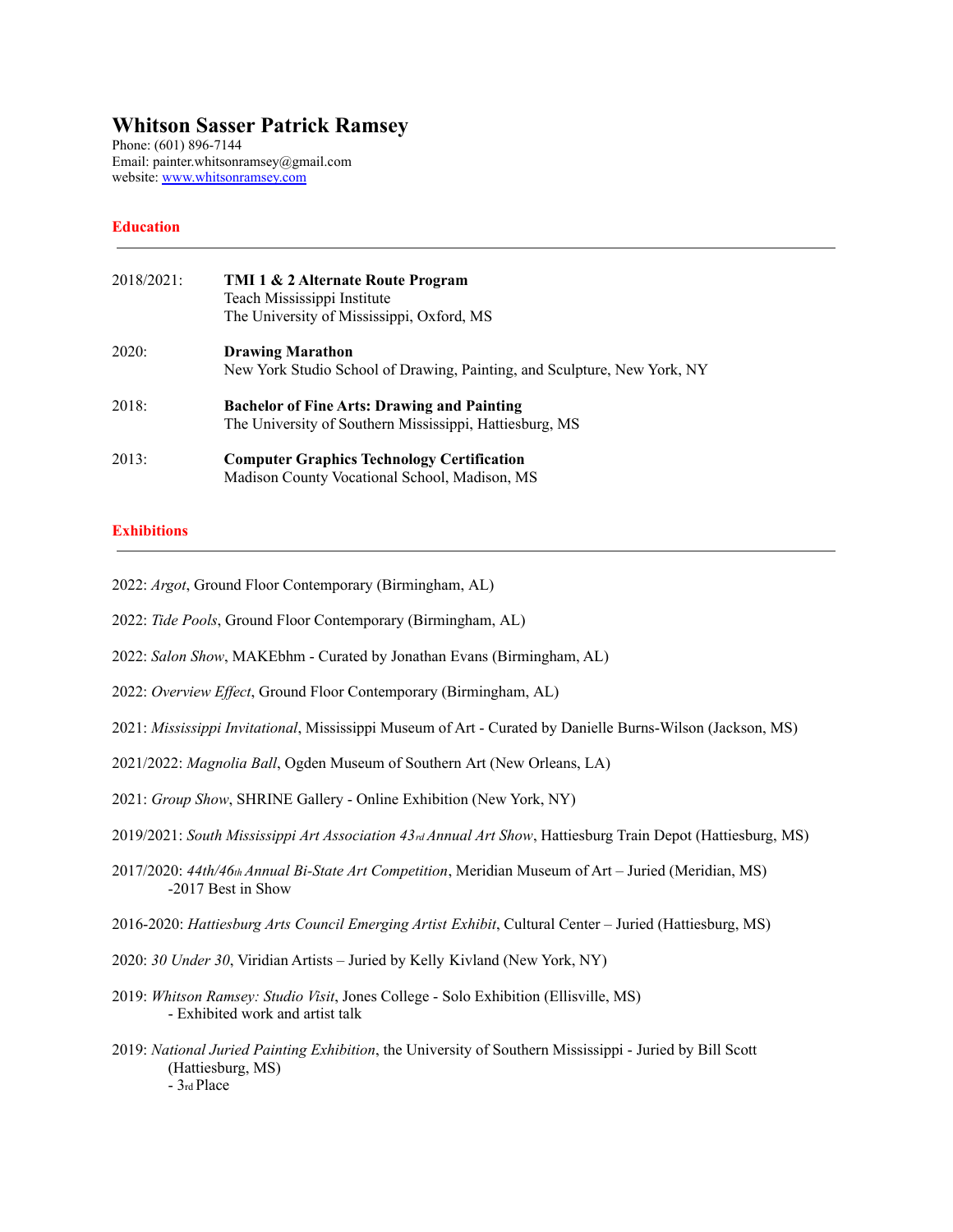# Whitson Sasser Patrick Ramsey

Phone: (601) 896-7144
Email: painter.whitsonramsey@gmail.com
website: [www.whitsonramsey.com](www.whitsonramsey.com)

## Education

---

2018/2021: **TMI 1 & 2 Alternate Route Program**
Teach Mississippi Institute
The University of Mississippi, Oxford, MS

2020: **Drawing Marathon**
New York Studio School of Drawing, Painting, and Sculpture, New York, NY

2018: **Bachelor of Fine Arts: Drawing and Painting**
The University of Southern Mississippi, Hattiesburg, MS

2013: **Computer Graphics Technology Certification**
Madison County Vocational School, Madison, MS

## Exhibitions

---

2022: *Argot*, Ground Floor Contemporary (Birmingham, AL)

2022: *Tide Pools*, Ground Floor Contemporary (Birmingham, AL)

2022: *Salon Show*, MAKEbhm - Curated by Jonathan Evans (Birmingham, AL)

2022: *Overview Effect*, Ground Floor Contemporary (Birmingham, AL)

2021: *Mississippi Invitational*, Mississippi Museum of Art - Curated by Danielle Burns-Wilson (Jackson, MS)

2021/2022: *Magnolia Ball*, Ogden Museum of Southern Art (New Orleans, LA)

2021: *Group Show*, SHRINE Gallery - Online Exhibition (New York, NY)

2019/2021: *South Mississippi Art Association 43rd Annual Art Show*, Hattiesburg Train Depot (Hattiesburg, MS)

2017/2020: *44th/46th Annual Bi-State Art Competition*, Meridian Museum of Art – Juried (Meridian, MS)
-2017 Best in Show

2016-2020: *Hattiesburg Arts Council Emerging Artist Exhibit*, Cultural Center – Juried (Hattiesburg, MS)

2020: *30 Under 30*, Viridian Artists – Juried by Kelly Kivland (New York, NY)

2019: *Whitson Ramsey: Studio Visit*, Jones College - Solo Exhibition (Ellisville, MS)
- Exhibited work and artist talk

2019: *National Juried Painting Exhibition*, the University of Southern Mississippi - Juried by Bill Scott (Hattiesburg, MS)
- 3rd Place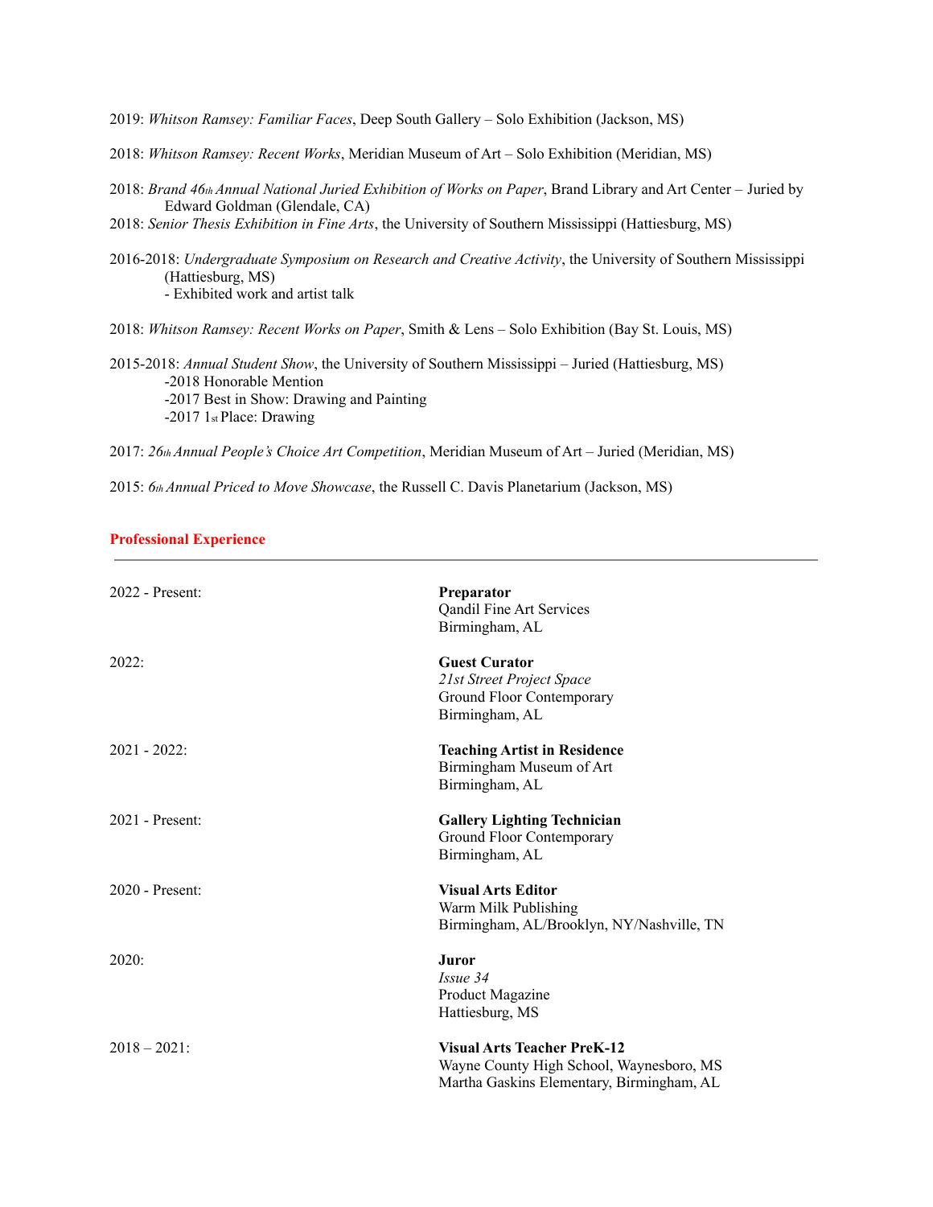2019: *Whitson Ramsey: Familiar Faces*, Deep South Gallery – Solo Exhibition (Jackson, MS)

2018: *Whitson Ramsey: Recent Works*, Meridian Museum of Art – Solo Exhibition (Meridian, MS)

2018: *Brand 46th Annual National Juried Exhibition of Works on Paper*, Brand Library and Art Center – Juried by Edward Goldman (Glendale, CA)

2018: *Senior Thesis Exhibition in Fine Arts*, the University of Southern Mississippi (Hattiesburg, MS)

2016-2018: *Undergraduate Symposium on Research and Creative Activity*, the University of Southern Mississippi (Hattiesburg, MS)
- Exhibited work and artist talk

2018: *Whitson Ramsey: Recent Works on Paper*, Smith & Lens – Solo Exhibition (Bay St. Louis, MS)

2015-2018: *Annual Student Show*, the University of Southern Mississippi – Juried (Hattiesburg, MS)
- 2018 Honorable Mention
- 2017 Best in Show: Drawing and Painting
- 2017 1st Place: Drawing

2017: *26th Annual People's Choice Art Competition*, Meridian Museum of Art – Juried (Meridian, MS)

2015: *6th Annual Priced to Move Showcase*, the Russell C. Davis Planetarium (Jackson, MS)

## Professional Experience

---

2022 - Present: **Preparator**
Qandil Fine Art Services
Birmingham, AL

2022: **Guest Curator**
*21st Street Project Space*
Ground Floor Contemporary
Birmingham, AL

2021 - 2022: **Teaching Artist in Residence**
Birmingham Museum of Art
Birmingham, AL

2021 - Present: **Gallery Lighting Technician**
Ground Floor Contemporary
Birmingham, AL

2020 - Present: **Visual Arts Editor**
Warm Milk Publishing
Birmingham, AL/Brooklyn, NY/Nashville, TN

2020: **Juror**
*Issue 34*
Product Magazine
Hattiesburg, MS

2018 – 2021: **Visual Arts Teacher PreK-12**
Wayne County High School, Waynesboro, MS
Martha Gaskins Elementary, Birmingham, AL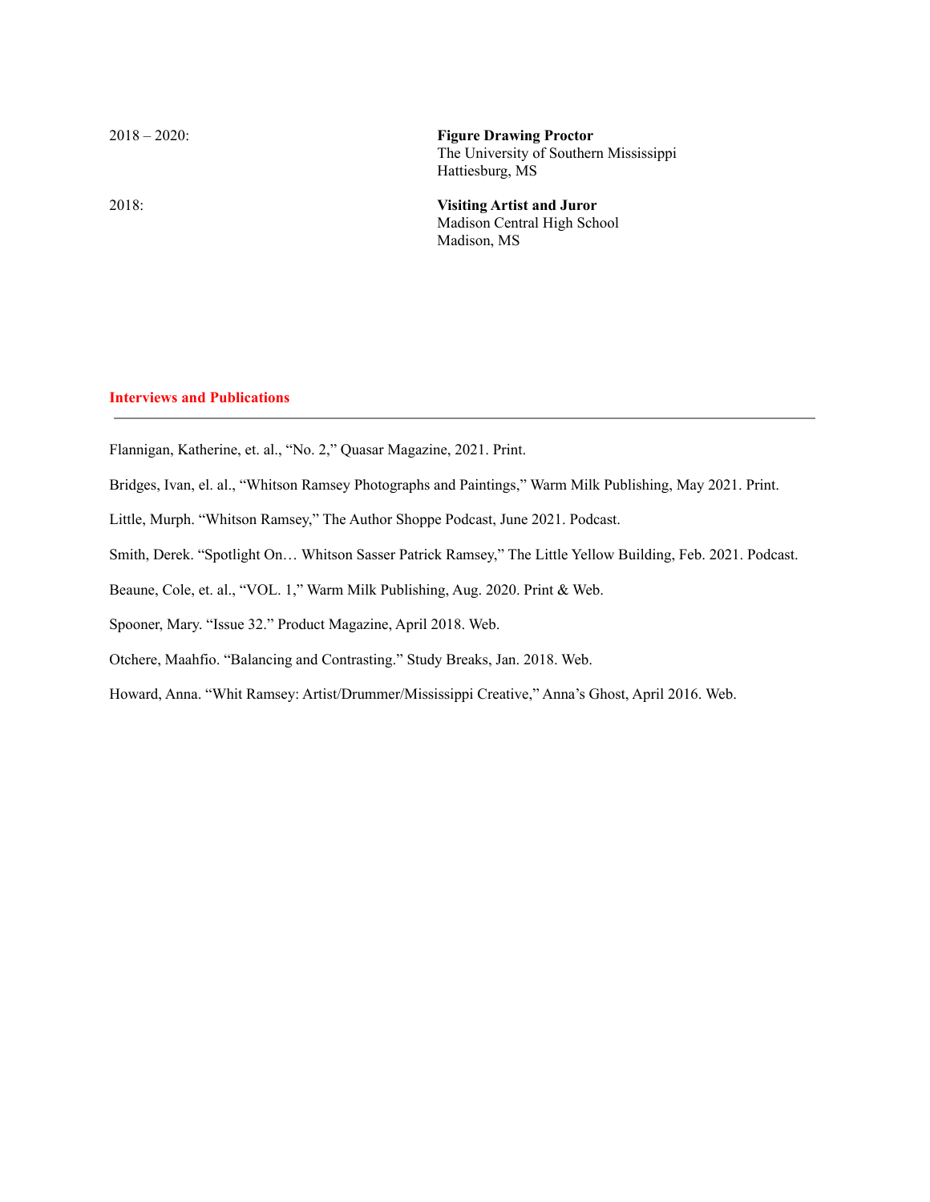2018 – 2020: **Figure Drawing Proctor**
The University of Southern Mississippi
Hattiesburg, MS

2018: **Visiting Artist and Juror**
Madison Central High School
Madison, MS

## Interviews and Publications

---

Flannigan, Katherine, et. al., "No. 2," Quasar Magazine, 2021. Print.

Bridges, Ivan, el. al., "Whitson Ramsey Photographs and Paintings," Warm Milk Publishing, May 2021. Print.

Little, Murph. "Whitson Ramsey," The Author Shoppe Podcast, June 2021. Podcast.

Smith, Derek. "Spotlight On… Whitson Sasser Patrick Ramsey," The Little Yellow Building, Feb. 2021. Podcast.

Beaune, Cole, et. al., "VOL. 1," Warm Milk Publishing, Aug. 2020. Print & Web.

Spooner, Mary. "Issue 32." Product Magazine, April 2018. Web.

Otchere, Maahfio. "Balancing and Contrasting." Study Breaks, Jan. 2018. Web.

Howard, Anna. "Whit Ramsey: Artist/Drummer/Mississippi Creative," Anna's Ghost, April 2016. Web.